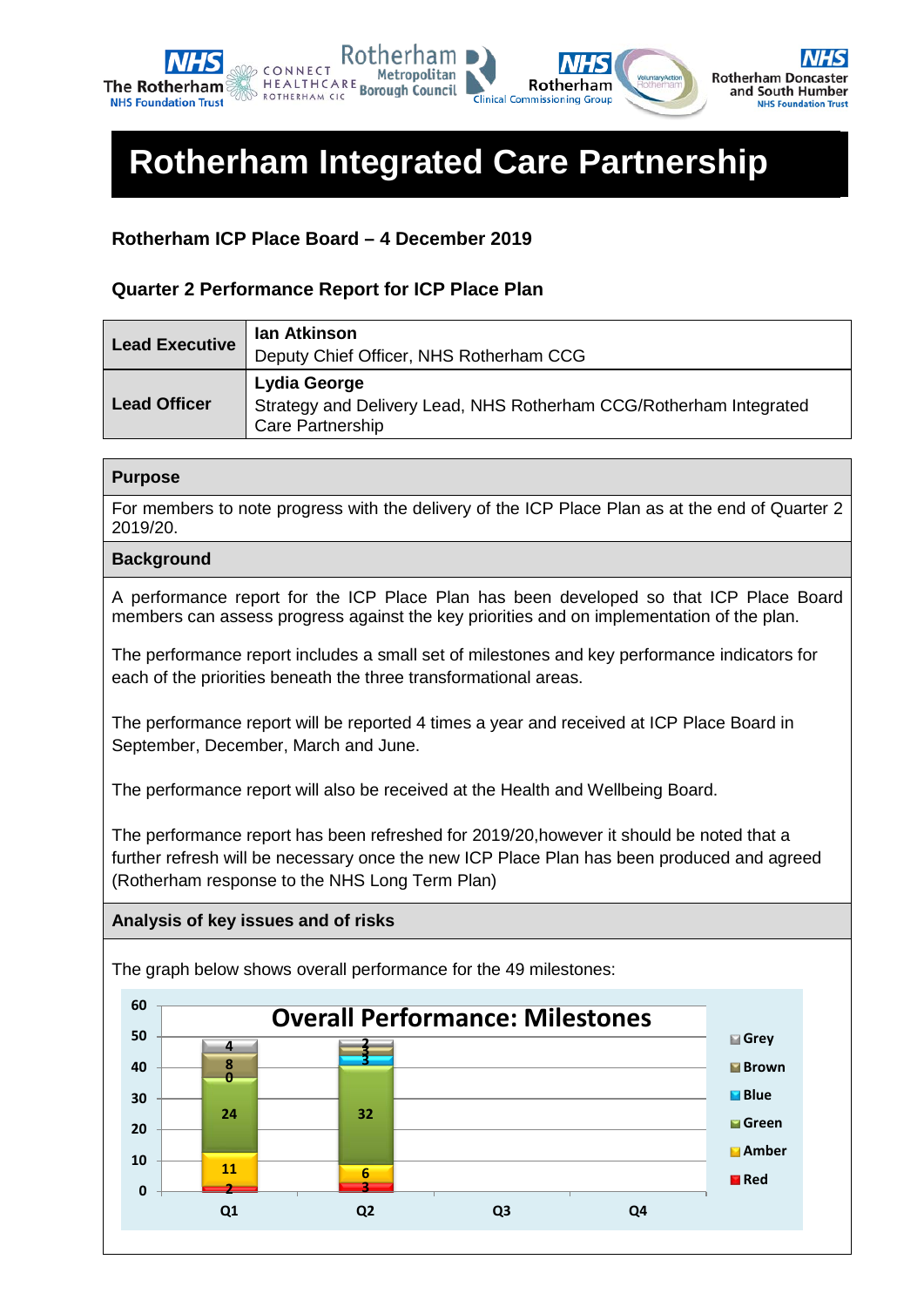# Rotherham Integrated Care Partnership

### Rotherham ICP Place Board – 4 December 2019

### Quarter 2 Performance Report for ICP Place Plan

| | |
|---|---|
| **Lead Executive** | **Ian Atkinson**<br>Deputy Chief Officer, NHS Rotherham CCG |
| **Lead Officer** | **Lydia George**<br>Strategy and Delivery Lead, NHS Rotherham CCG/Rotherham Integrated Care Partnership |

**Purpose**

For members to note progress with the delivery of the ICP Place Plan as at the end of Quarter 2 2019/20.

**Background**

A performance report for the ICP Place Plan has been developed so that ICP Place Board members can assess progress against the key priorities and on implementation of the plan.

The performance report includes a small set of milestones and key performance indicators for each of the priorities beneath the three transformational areas.

The performance report will be reported 4 times a year and received at ICP Place Board in September, December, March and June.

The performance report will also be received at the Health and Wellbeing Board.

The performance report has been refreshed for 2019/20,however it should be noted that a further refresh will be necessary once the new ICP Place Plan has been produced and agreed (Rotherham response to the NHS Long Term Plan)

**Analysis of key issues and of risks**

The graph below shows overall performance for the 49 milestones:

**Overall Performance: Milestones**

| | Q1 | Q2 | Q3 | Q4 |
|---|---|---|---|---|
| Grey | 4 | 2 | | |
| Brown | 8 | 3 | | |
| Blue | 0 | 3 | | |
| Green | 24 | 32 | | |
| Amber | 11 | 6 | | |
| Red | 2 | 3 | | |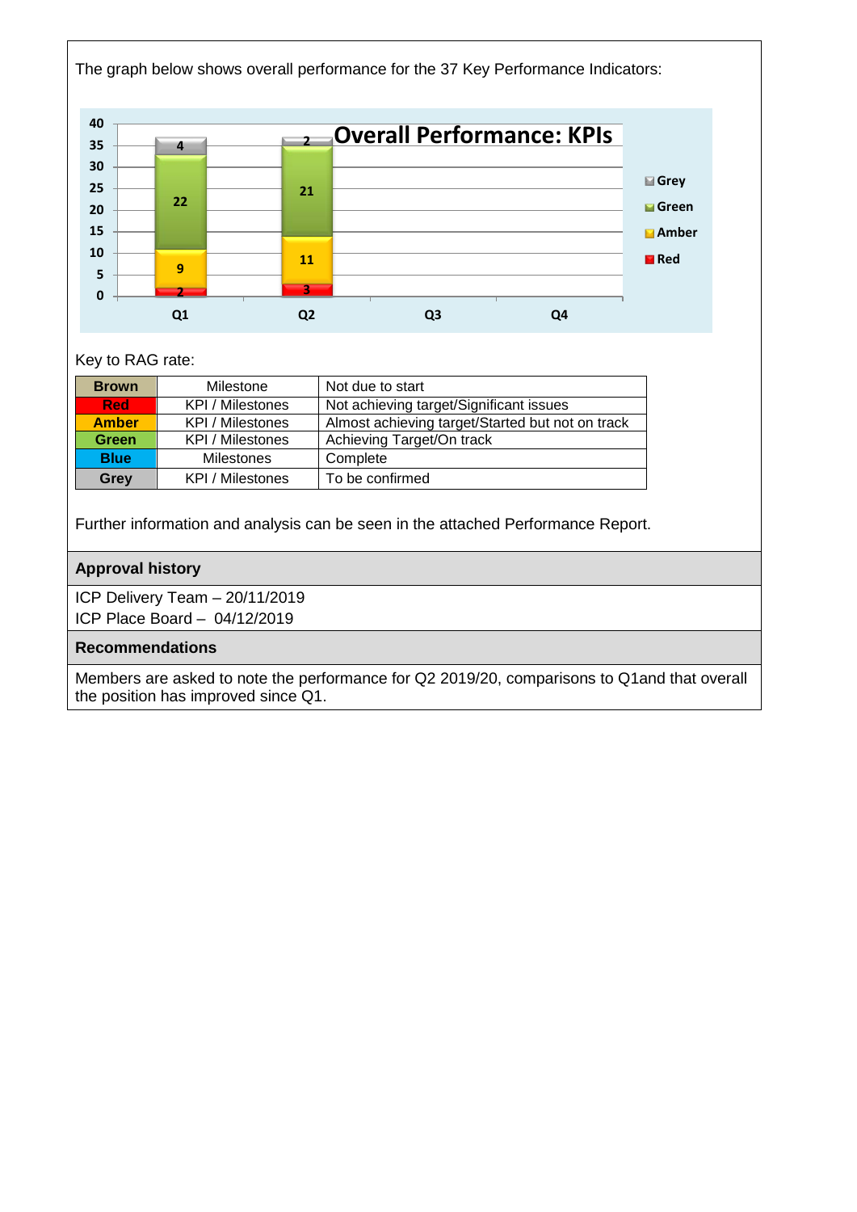The graph below shows overall performance for the 37 Key Performance Indicators:

**Overall Performance: KPIs**

| | Red | Amber | Green | Grey |
|---|---|---|---|---|
| Q1 | 2 | 9 | 22 | 4 |
| Q2 | 3 | 11 | 21 | 2 |
| Q3 | | | | |
| Q4 | | | | |

Key to RAG rate:

| | | |
|---|---|---|
| **Brown** | Milestone | Not due to start |
| **Red** | KPI / Milestones | Not achieving target/Significant issues |
| **Amber** | KPI / Milestones | Almost achieving target/Started but not on track |
| **Green** | KPI / Milestones | Achieving Target/On track |
| **Blue** | Milestones | Complete |
| **Grey** | KPI / Milestones | To be confirmed |

Further information and analysis can be seen in the attached Performance Report.

## Approval history

ICP Delivery Team – 20/11/2019
ICP Place Board – 04/12/2019

## Recommendations

Members are asked to note the performance for Q2 2019/20, comparisons to Q1and that overall the position has improved since Q1.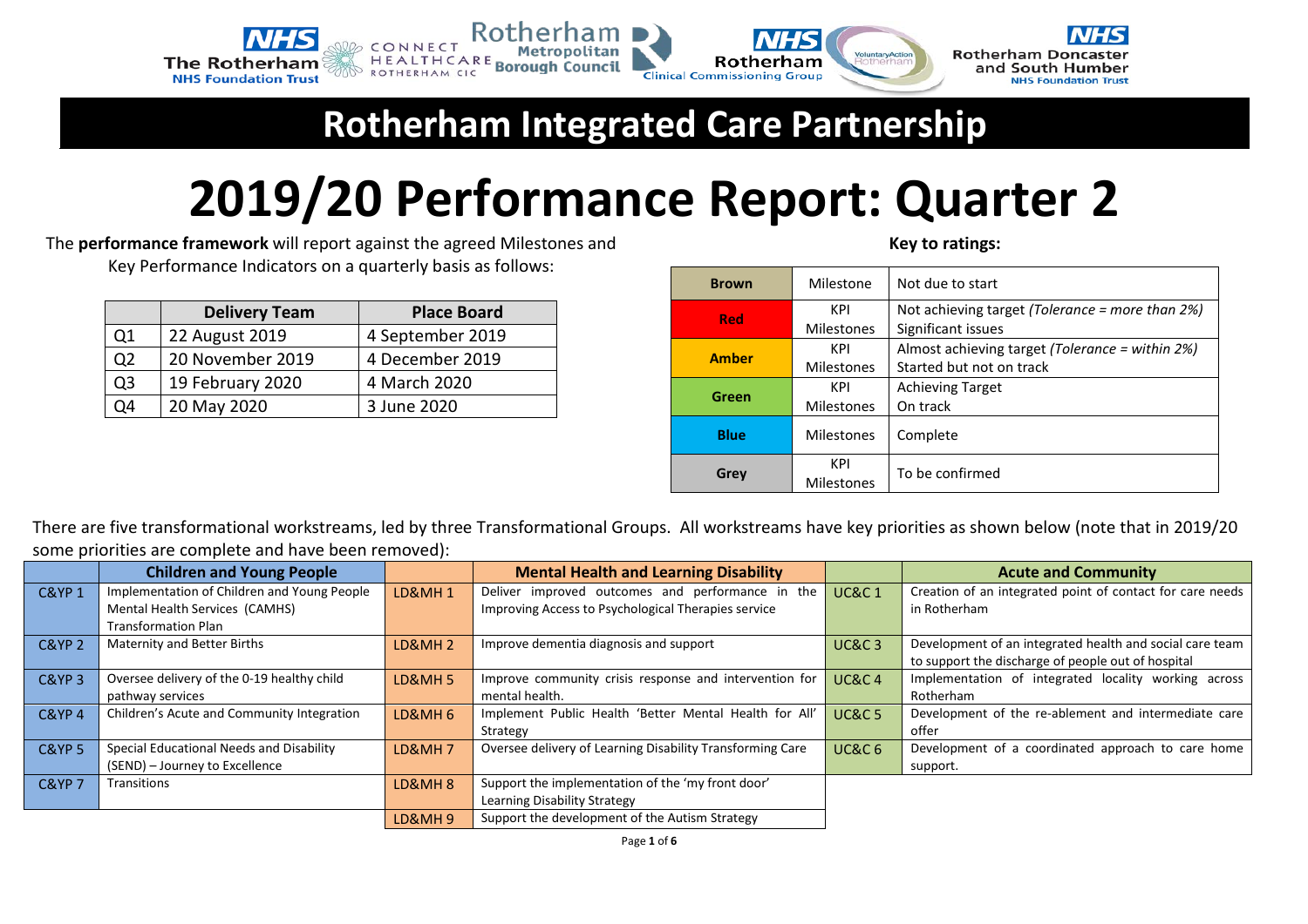The Rotherham NHS Foundation Trust | Connect Healthcare Rotherham CIC | Rotherham Metropolitan Borough Council | NHS Rotherham Clinical Commissioning Group | Voluntary Action Rotherham | Rotherham Doncaster and South Humber NHS Foundation Trust

# Rotherham Integrated Care Partnership

# 2019/20 Performance Report: Quarter 2

The **performance framework** will report against the agreed Milestones and Key Performance Indicators on a quarterly basis as follows:

| | Delivery Team | Place Board |
|---|---|---|
| Q1 | 22 August 2019 | 4 September 2019 |
| Q2 | 20 November 2019 | 4 December 2019 |
| Q3 | 19 February 2020 | 4 March 2020 |
| Q4 | 20 May 2020 | 3 June 2020 |

**Key to ratings:**

| | | |
|---|---|---|
| **Brown** | Milestone | Not due to start |
| **Red** | KPI<br>Milestones | Not achieving target *(Tolerance = more than 2%)*<br>Significant issues |
| **Amber** | KPI<br>Milestones | Almost achieving target *(Tolerance = within 2%)*<br>Started but not on track |
| **Green** | KPI<br>Milestones | Achieving Target<br>On track |
| **Blue** | Milestones | Complete |
| **Grey** | KPI<br>Milestones | To be confirmed |

There are five transformational workstreams, led by three Transformational Groups. All workstreams have key priorities as shown below (note that in 2019/20 some priorities are complete and have been removed):

| | Children and Young People | | Mental Health and Learning Disability | | Acute and Community |
|---|---|---|---|---|---|
| C&YP 1 | Implementation of Children and Young People Mental Health Services (CAMHS) Transformation Plan | LD&MH 1 | Deliver improved outcomes and performance in the Improving Access to Psychological Therapies service | UC&C 1 | Creation of an integrated point of contact for care needs in Rotherham |
| C&YP 2 | Maternity and Better Births | LD&MH 2 | Improve dementia diagnosis and support | UC&C 3 | Development of an integrated health and social care team to support the discharge of people out of hospital |
| C&YP 3 | Oversee delivery of the 0-19 healthy child pathway services | LD&MH 5 | Improve community crisis response and intervention for mental health. | UC&C 4 | Implementation of integrated locality working across Rotherham |
| C&YP 4 | Children's Acute and Community Integration | LD&MH 6 | Implement Public Health 'Better Mental Health for All' Strategy | UC&C 5 | Development of the re-ablement and intermediate care offer |
| C&YP 5 | Special Educational Needs and Disability (SEND) – Journey to Excellence | LD&MH 7 | Oversee delivery of Learning Disability Transforming Care | UC&C 6 | Development of a coordinated approach to care home support. |
| C&YP 7 | Transitions | LD&MH 8 | Support the implementation of the 'my front door' Learning Disability Strategy | | |
| | | LD&MH 9 | Support the development of the Autism Strategy | | |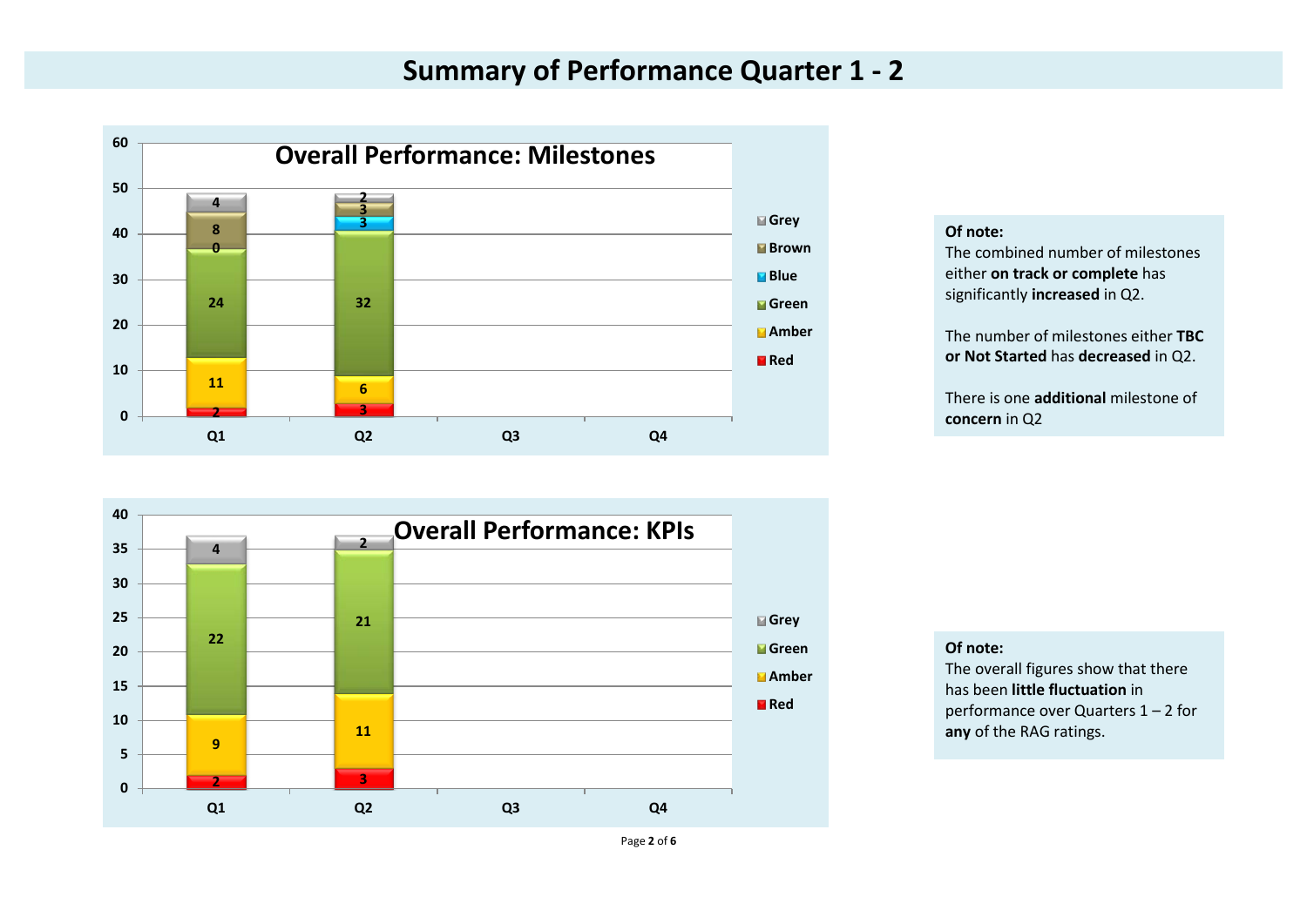# Summary of Performance Quarter 1 - 2

**Overall Performance: Milestones**

| | Q1 | Q2 | Q3 | Q4 |
|---|---|---|---|---|
| Grey | 4 | 2 | | |
| Brown | 8 | 3 | | |
| Blue | 0 | 3 | | |
| Green | 24 | 32 | | |
| Amber | 11 | 6 | | |
| Red | 2 | 3 | | |

**Of note:**
The combined number of milestones either **on track or complete** has significantly **increased** in Q2.

The number of milestones either **TBC or Not Started** has **decreased** in Q2.

There is one **additional** milestone of **concern** in Q2

**Overall Performance: KPIs**

| | Q1 | Q2 | Q3 | Q4 |
|---|---|---|---|---|
| Grey | 4 | 2 | | |
| Green | 22 | 21 | | |
| Amber | 9 | 11 | | |
| Red | 2 | 3 | | |

**Of note:**
The overall figures show that there has been **little fluctuation** in performance over Quarters 1 – 2 for **any** of the RAG ratings.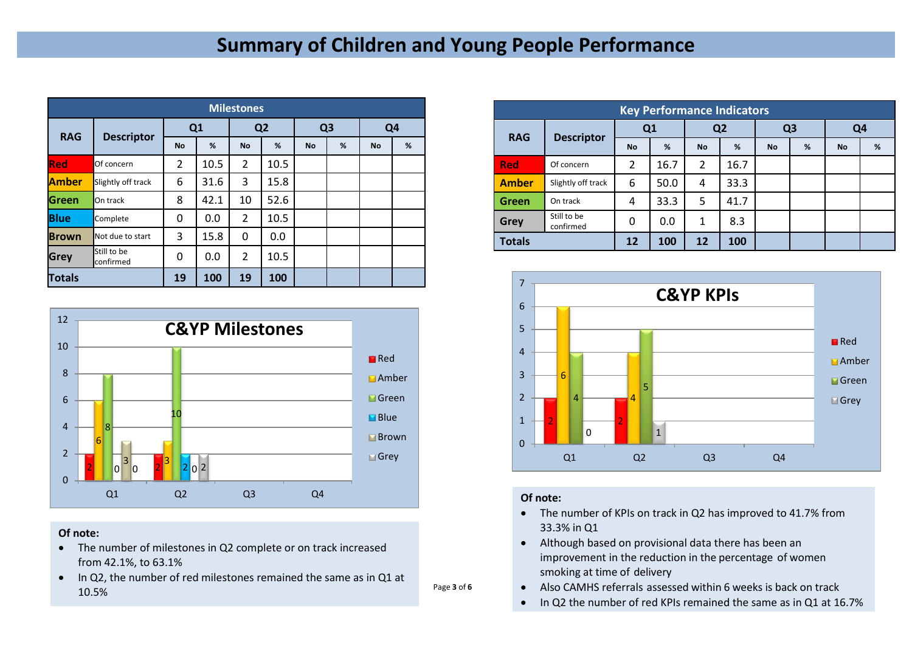# Summary of Children and Young People Performance

| Milestones | | | | | | | | | |
|---|---|---|---|---|---|---|---|---|---|
| RAG | Descriptor | Q1 | | Q2 | | Q3 | | Q4 | |
| | | No | % | No | % | No | % | No | % |
| Red | Of concern | 2 | 10.5 | 2 | 10.5 | | | | |
| Amber | Slightly off track | 6 | 31.6 | 3 | 15.8 | | | | |
| Green | On track | 8 | 42.1 | 10 | 52.6 | | | | |
| Blue | Complete | 0 | 0.0 | 2 | 10.5 | | | | |
| Brown | Not due to start | 3 | 15.8 | 0 | 0.0 | | | | |
| Grey | Still to be confirmed | 0 | 0.0 | 2 | 10.5 | | | | |
| **Totals** | | **19** | **100** | **19** | **100** | | | | |

**C&YP Milestones**

| | Red | Amber | Green | Blue | Brown | Grey |
|---|---|---|---|---|---|---|
| Q1 | 2 | 6 | 8 | 0 | 3 | 0 |
| Q2 | 2 | 3 | 10 | 2 | 0 | 2 |
| Q3 | | | | | | |
| Q4 | | | | | | |

**Of note:**

- The number of milestones in Q2 complete or on track increased from 42.1%, to 63.1%
- In Q2, the number of red milestones remained the same as in Q1 at 10.5%

| Key Performance Indicators | | | | | | | | | |
|---|---|---|---|---|---|---|---|---|---|
| RAG | Descriptor | Q1 | | Q2 | | Q3 | | Q4 | |
| | | No | % | No | % | No | % | No | % |
| Red | Of concern | 2 | 16.7 | 2 | 16.7 | | | | |
| Amber | Slightly off track | 6 | 50.0 | 4 | 33.3 | | | | |
| Green | On track | 4 | 33.3 | 5 | 41.7 | | | | |
| Grey | Still to be confirmed | 0 | 0.0 | 1 | 8.3 | | | | |
| **Totals** | | **12** | **100** | **12** | **100** | | | | |

**C&YP KPIs**

| | Red | Amber | Green | Grey |
|---|---|---|---|---|
| Q1 | 2 | 6 | 4 | 0 |
| Q2 | 2 | 4 | 5 | 1 |
| Q3 | | | | |
| Q4 | | | | |

**Of note:**

- The number of KPIs on track in Q2 has improved to 41.7% from 33.3% in Q1
- Although based on provisional data there has been an improvement in the reduction in the percentage of women smoking at time of delivery
- Also CAMHS referrals assessed within 6 weeks is back on track
- In Q2 the number of red KPIs remained the same as in Q1 at 16.7%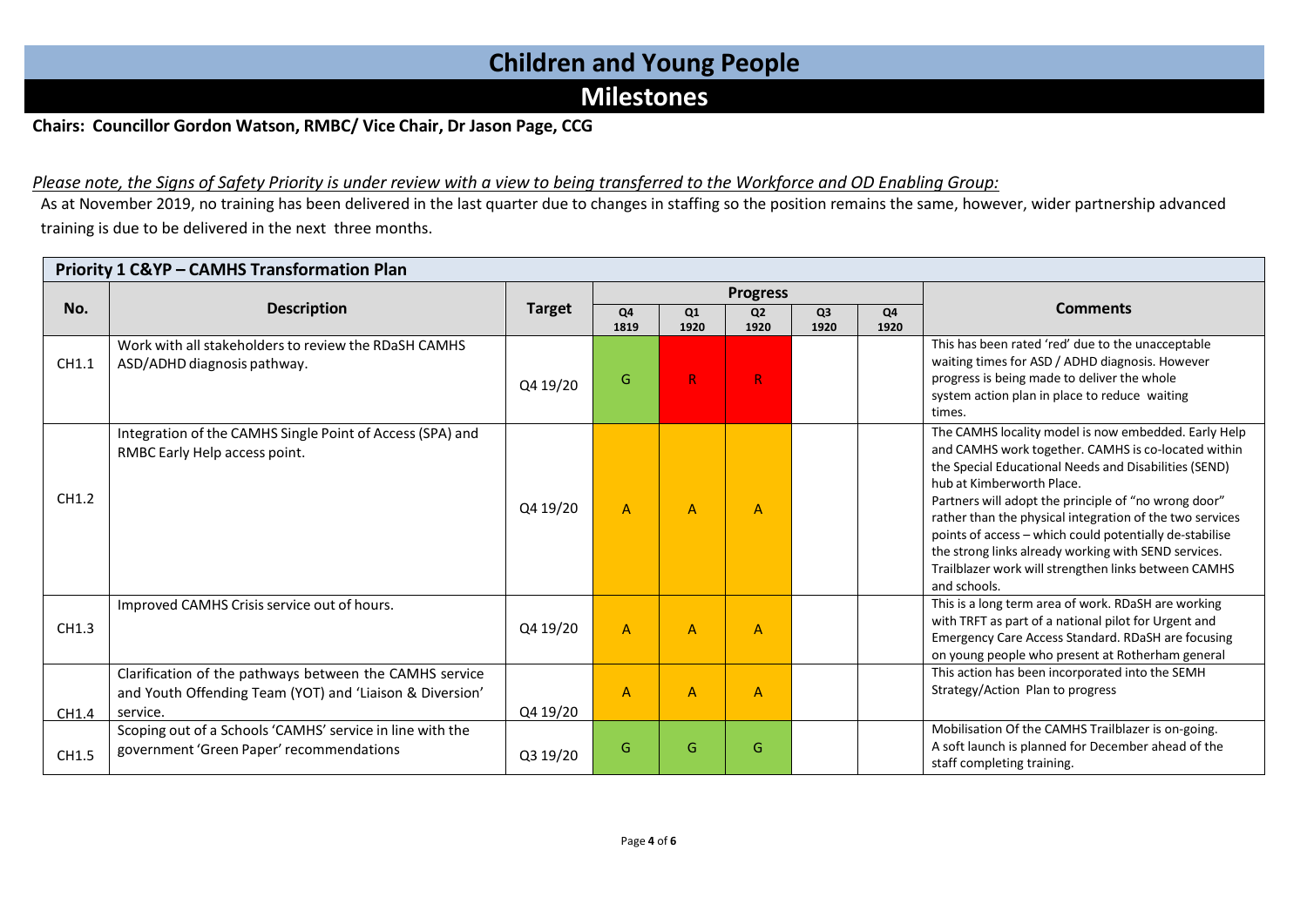# Children and Young People

## Milestones

**Chairs: Councillor Gordon Watson, RMBC/ Vice Chair, Dr Jason Page, CCG**

*Please note, the Signs of Safety Priority is under review with a view to being transferred to the Workforce and OD Enabling Group:*

As at November 2019, no training has been delivered in the last quarter due to changes in staffing so the position remains the same, however, wider partnership advanced training is due to be delivered in the next three months.

### Priority 1 C&YP – CAMHS Transformation Plan

| No. | Description | Target | Progress | | | | | Comments |
|---|---|---|---|---|---|---|---|---|
| | | | Q4 1819 | Q1 1920 | Q2 1920 | Q3 1920 | Q4 1920 | |
| CH1.1 | Work with all stakeholders to review the RDaSH CAMHS ASD/ADHD diagnosis pathway. | Q4 19/20 | G | R | R | | | This has been rated 'red' due to the unacceptable waiting times for ASD / ADHD diagnosis. However progress is being made to deliver the whole system action plan in place to reduce waiting times. |
| CH1.2 | Integration of the CAMHS Single Point of Access (SPA) and RMBC Early Help access point. | Q4 19/20 | A | A | A | | | The CAMHS locality model is now embedded. Early Help and CAMHS work together. CAMHS is co-located within the Special Educational Needs and Disabilities (SEND) hub at Kimberworth Place. Partners will adopt the principle of "no wrong door" rather than the physical integration of the two services points of access – which could potentially de-stabilise the strong links already working with SEND services. Trailblazer work will strengthen links between CAMHS and schools. |
| CH1.3 | Improved CAMHS Crisis service out of hours. | Q4 19/20 | A | A | A | | | This is a long term area of work. RDaSH are working with TRFT as part of a national pilot for Urgent and Emergency Care Access Standard. RDaSH are focusing on young people who present at Rotherham general |
| CH1.4 | Clarification of the pathways between the CAMHS service and Youth Offending Team (YOT) and 'Liaison & Diversion' service. | Q4 19/20 | A | A | A | | | This action has been incorporated into the SEMH Strategy/Action Plan to progress |
| CH1.5 | Scoping out of a Schools 'CAMHS' service in line with the government 'Green Paper' recommendations | Q3 19/20 | G | G | G | | | Mobilisation Of the CAMHS Trailblazer is on-going. A soft launch is planned for December ahead of the staff completing training. |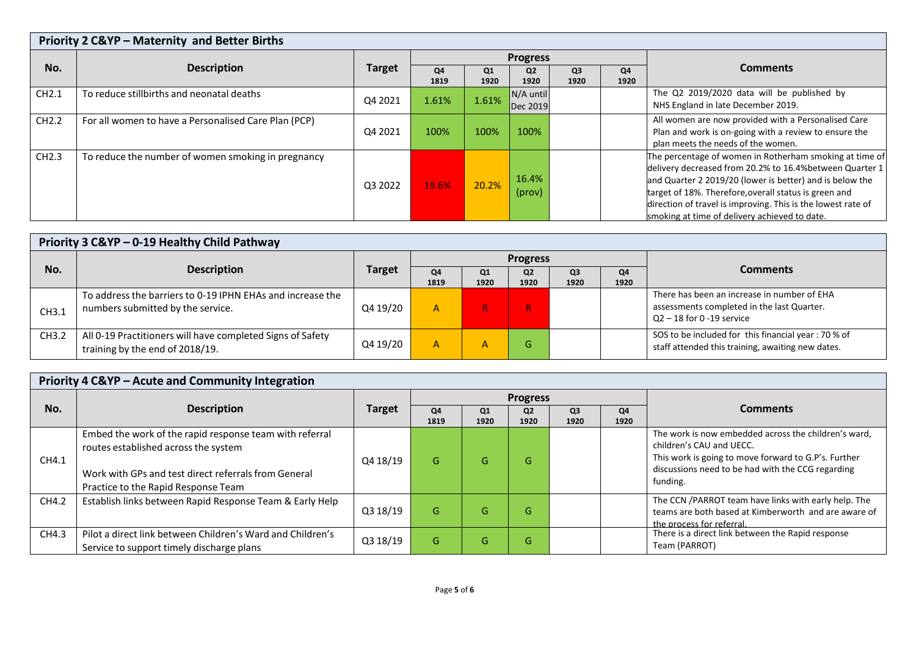## Priority 2 C&YP – Maternity and Better Births

| No. | Description | Target | Progress | | | | | Comments |
|---|---|---|---|---|---|---|---|---|
| | | | Q4 1819 | Q1 1920 | Q2 1920 | Q3 1920 | Q4 1920 | |
| CH2.1 | To reduce stillbirths and neonatal deaths | Q4 2021 | 1.61% | 1.61% | N/A until Dec 2019 | | | The Q2 2019/2020 data will be published by NHS England in late December 2019. |
| CH2.2 | For all women to have a Personalised Care Plan (PCP) | Q4 2021 | 100% | 100% | 100% | | | All women are now provided with a Personalised Care Plan and work is on-going with a review to ensure the plan meets the needs of the women. |
| CH2.3 | To reduce the number of women smoking in pregnancy | Q3 2022 | 19.6% | 20.2% | 16.4% (prov) | | | The percentage of women in Rotherham smoking at time of delivery decreased from 20.2% to 16.4%between Quarter 1 and Quarter 2 2019/20 (lower is better) and is below the target of 18%. Therefore,overall status is green and direction of travel is improving. This is the lowest rate of smoking at time of delivery achieved to date. |

## Priority 3 C&YP – 0-19 Healthy Child Pathway

| No. | Description | Target | Progress | | | | | Comments |
|---|---|---|---|---|---|---|---|---|
| | | | Q4 1819 | Q1 1920 | Q2 1920 | Q3 1920 | Q4 1920 | |
| CH3.1 | To address the barriers to 0-19 IPHN EHAs and increase the numbers submitted by the service. | Q4 19/20 | A | R | R | | | There has been an increase in number of EHA assessments completed in the last Quarter. Q2 – 18 for 0 -19 service |
| CH3.2 | All 0-19 Practitioners will have completed Signs of Safety training by the end of 2018/19. | Q4 19/20 | A | A | G | | | SOS to be included for this financial year : 70 % of staff attended this training, awaiting new dates. |

## Priority 4 C&YP – Acute and Community Integration

| No. | Description | Target | Progress | | | | | Comments |
|---|---|---|---|---|---|---|---|---|
| | | | Q4 1819 | Q1 1920 | Q2 1920 | Q3 1920 | Q4 1920 | |
| CH4.1 | Embed the work of the rapid response team with referral routes established across the system<br><br>Work with GPs and test direct referrals from General Practice to the Rapid Response Team | Q4 18/19 | G | G | G | | | The work is now embedded across the children's ward, children's CAU and UECC.<br>This work is going to move forward to G.P's. Further discussions need to be had with the CCG regarding funding. |
| CH4.2 | Establish links between Rapid Response Team & Early Help | Q3 18/19 | G | G | G | | | The CCN /PARROT team have links with early help. The teams are both based at Kimberworth and are aware of the process for referral. |
| CH4.3 | Pilot a direct link between Children's Ward and Children's Service to support timely discharge plans | Q3 18/19 | G | G | G | | | There is a direct link between the Rapid response Team (PARROT) |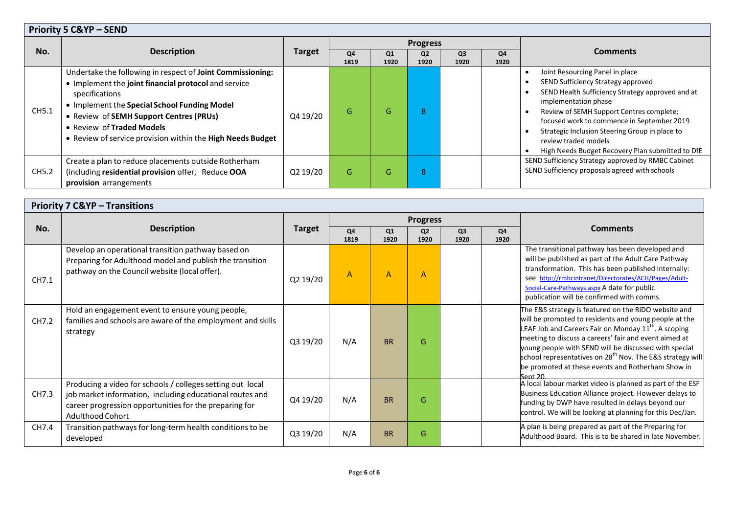## Priority 5 C&YP – SEND

| No. | Description | Target | Progress | | | | | Comments |
|---|---|---|---|---|---|---|---|---|
| | | | Q4 1819 | Q1 1920 | Q2 1920 | Q3 1920 | Q4 1920 | |
| CH5.1 | Undertake the following in respect of **Joint Commissioning:** • Implement the **joint financial protocol** and service specifications • Implement the **Special School Funding Model** • Review of **SEMH Support Centres (PRUs)** • Review of **Traded Models** • Review of service provision within the **High Needs Budget** | Q4 19/20 | G | G | B | | | • Joint Resourcing Panel in place • SEND Sufficiency Strategy approved • SEND Health Sufficiency Strategy approved and at implementation phase • Review of SEMH Support Centres complete; focused work to commence in September 2019 • Strategic Inclusion Steering Group in place to review traded models • High Needs Budget Recovery Plan submitted to DfE |
| CH5.2 | Create a plan to reduce placements outside Rotherham (including **residential provision** offer, Reduce **OOA provision** arrangements | Q2 19/20 | G | G | B | | | SEND Sufficiency Strategy approved by RMBC Cabinet SEND Sufficiency proposals agreed with schools |

## Priority 7 C&YP – Transitions

| No. | Description | Target | Progress | | | | | Comments |
|---|---|---|---|---|---|---|---|---|
| | | | Q4 1819 | Q1 1920 | Q2 1920 | Q3 1920 | Q4 1920 | |
| CH7.1 | Develop an operational transition pathway based on Preparing for Adulthood model and publish the transition pathway on the Council website (local offer). | Q2 19/20 | A | A | A | | | The transitional pathway has been developed and will be published as part of the Adult Care Pathway transformation. This has been published internally: see http://rmbcintranet/Directorates/ACH/Pages/Adult-Social-Care-Pathways.aspx A date for public publication will be confirmed with comms. |
| CH7.2 | Hold an engagement event to ensure young people, families and schools are aware of the employment and skills strategy | Q3 19/20 | N/A | BR | G | | | The E&S strategy is featured on the RiDO website and will be promoted to residents and young people at the LEAF Job and Careers Fair on Monday 11th. A scoping meeting to discuss a careers' fair and event aimed at young people with SEND will be discussed with special school representatives on 28th Nov. The E&S strategy will be promoted at these events and Rotherham Show in Sept 20. |
| CH7.3 | Producing a video for schools / colleges setting out local job market information, including educational routes and career progression opportunities for the preparing for Adulthood Cohort | Q4 19/20 | N/A | BR | G | | | A local labour market video is planned as part of the ESF Business Education Alliance project. However delays to funding by DWP have resulted in delays beyond our control. We will be looking at planning for this Dec/Jan. |
| CH7.4 | Transition pathways for long-term health conditions to be developed | Q3 19/20 | N/A | BR | G | | | A plan is being prepared as part of the Preparing for Adulthood Board. This is to be shared in late November. |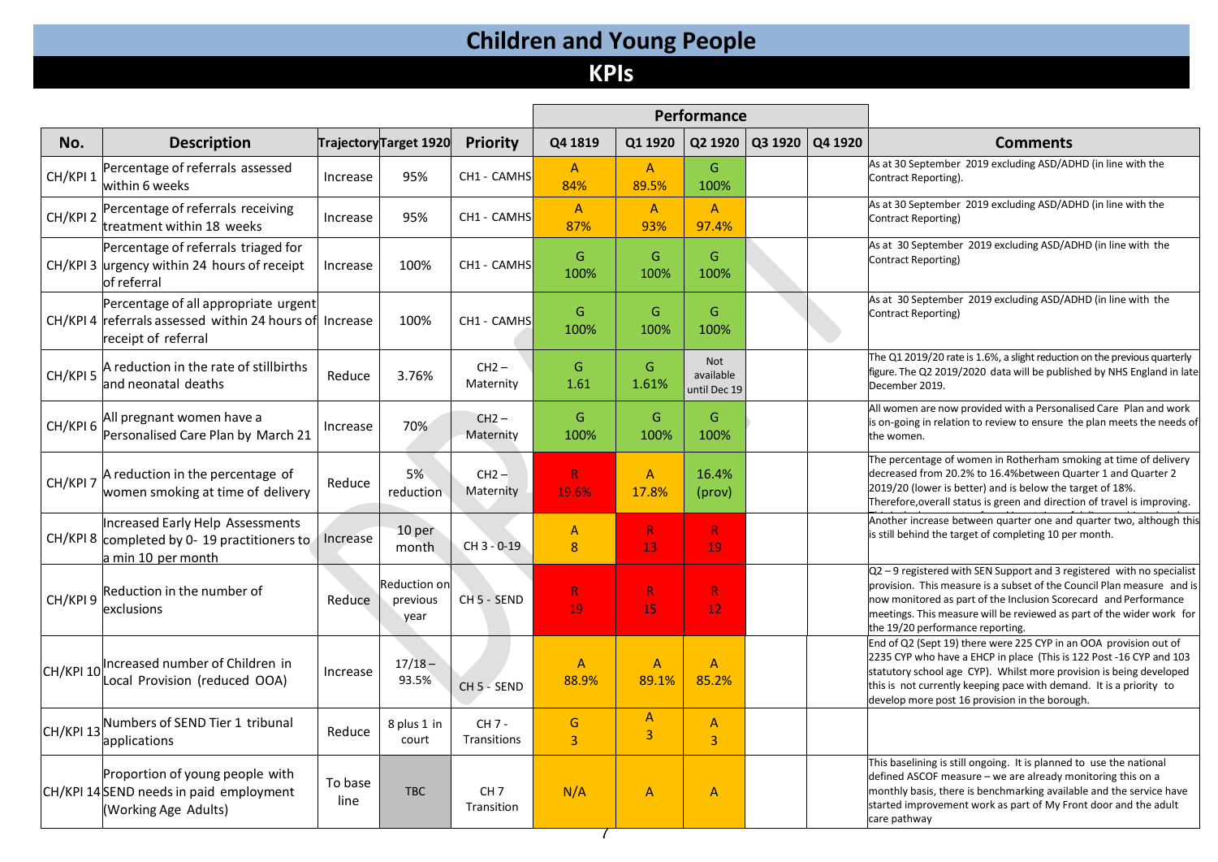# Children and Young People

## KPIs

| No. | Description | Trajectory | Target 1920 | Priority | Performance Q4 1819 | Q1 1920 | Q2 1920 | Q3 1920 | Q4 1920 | Comments |
|---|---|---|---|---|---|---|---|---|---|---|
| CH/KPI 1 | Percentage of referrals assessed within 6 weeks | Increase | 95% | CH1 - CAMHS | A 84% | A 89.5% | G 100% | | | As at 30 September 2019 excluding ASD/ADHD (in line with the Contract Reporting). |
| CH/KPI 2 | Percentage of referrals receiving treatment within 18 weeks | Increase | 95% | CH1 - CAMHS | A 87% | A 93% | A 97.4% | | | As at 30 September 2019 excluding ASD/ADHD (in line with the Contract Reporting) |
| CH/KPI 3 | Percentage of referrals triaged for urgency within 24 hours of receipt of referral | Increase | 100% | CH1 - CAMHS | G 100% | G 100% | G 100% | | | As at 30 September 2019 excluding ASD/ADHD (in line with the Contract Reporting) |
| CH/KPI 4 | Percentage of all appropriate urgent referrals assessed within 24 hours of receipt of referral | Increase | 100% | CH1 - CAMHS | G 100% | G 100% | G 100% | | | As at 30 September 2019 excluding ASD/ADHD (in line with the Contract Reporting) |
| CH/KPI 5 | A reduction in the rate of stillbirths and neonatal deaths | Reduce | 3.76% | CH2 – Maternity | G 1.61 | G 1.61% | Not available until Dec 19 | | | The Q1 2019/20 rate is 1.6%, a slight reduction on the previous quarterly figure. The Q2 2019/2020 data will be published by NHS England in late December 2019. |
| CH/KPI 6 | All pregnant women have a Personalised Care Plan by March 21 | Increase | 70% | CH2 – Maternity | G 100% | G 100% | G 100% | | | All women are now provided with a Personalised Care Plan and work is on-going in relation to review to ensure the plan meets the needs of the women. |
| CH/KPI 7 | A reduction in the percentage of women smoking at time of delivery | Reduce | 5% reduction | CH2 – Maternity | R 19.6% | A 17.8% | 16.4% (prov) | | | The percentage of women in Rotherham smoking at time of delivery decreased from 20.2% to 16.4%between Quarter 1 and Quarter 2 2019/20 (lower is better) and is below the target of 18%. Therefore,overall status is green and direction of travel is improving. |
| CH/KPI 8 | Increased Early Help Assessments completed by 0- 19 practitioners to a min 10 per month | Increase | 10 per month | CH 3 - 0-19 | A 8 | R 13 | R 19 | | | Another increase between quarter one and quarter two, although this is still behind the target of completing 10 per month. |
| CH/KPI 9 | Reduction in the number of exclusions | Reduce | Reduction on previous year | CH 5 - SEND | R 19 | R 15 | R 12 | | | Q2 – 9 registered with SEN Support and 3 registered with no specialist provision. This measure is a subset of the Council Plan measure and is now monitored as part of the Inclusion Scorecard and Performance meetings. This measure will be reviewed as part of the wider work for the 19/20 performance reporting. |
| CH/KPI 10 | Increased number of Children in Local Provision (reduced OOA) | Increase | 17/18 – 93.5% | CH 5 - SEND | A 88.9% | A 89.1% | A 85.2% | | | End of Q2 (Sept 19) there were 225 CYP in an OOA provision out of 2235 CYP who have a EHCP in place (This is 122 Post -16 CYP and 103 statutory school age CYP). Whilst more provision is being developed this is not currently keeping pace with demand. It is a priority to develop more post 16 provision in the borough. |
| CH/KPI 13 | Numbers of SEND Tier 1 tribunal applications | Reduce | 8 plus 1 in court | CH 7 - Transitions | G 3 | A 3 | A 3 | | | |
| CH/KPI 14 | Proportion of young people with SEND needs in paid employment (Working Age Adults) | To base line | TBC | CH 7 Transition | N/A | A | A | | | This baselining is still ongoing. It is planned to use the national defined ASCOF measure – we are already monitoring this on a monthly basis, there is benchmarking available and the service have started improvement work as part of My Front door and the adult care pathway |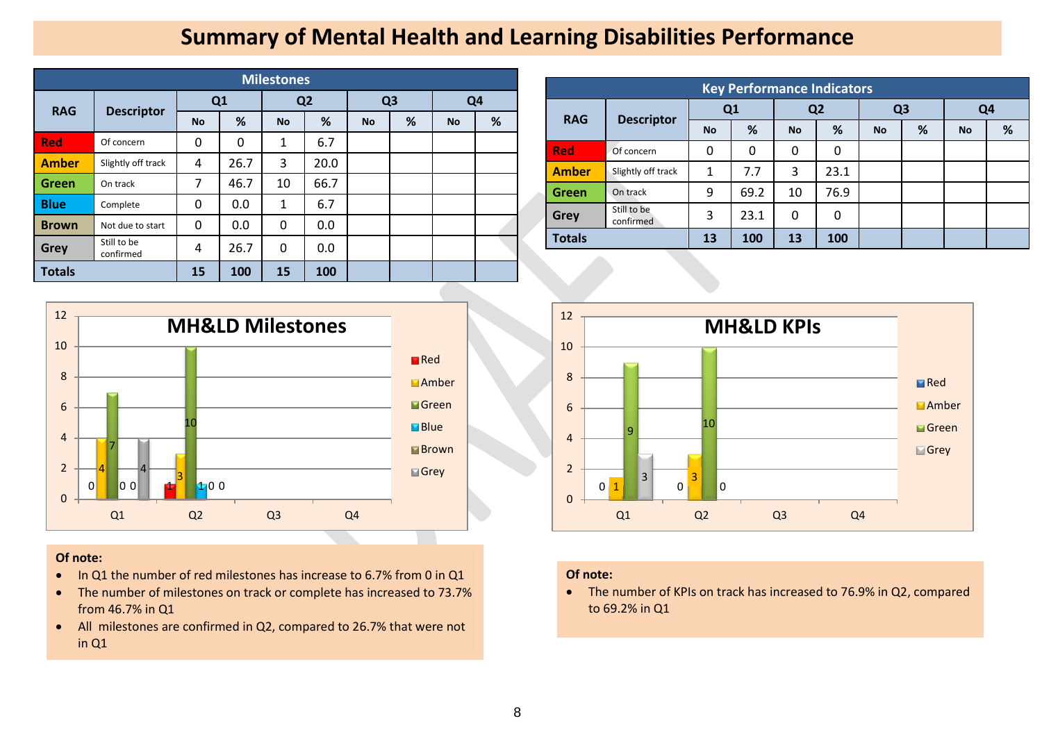# Summary of Mental Health and Learning Disabilities Performance

**Milestones**

| RAG | Descriptor | Q1 | | Q2 | | Q3 | | Q4 | |
|---|---|---|---|---|---|---|---|---|---|
| | | No | % | No | % | No | % | No | % |
| Red | Of concern | 0 | 0 | 1 | 6.7 | | | | |
| Amber | Slightly off track | 4 | 26.7 | 3 | 20.0 | | | | |
| Green | On track | 7 | 46.7 | 10 | 66.7 | | | | |
| Blue | Complete | 0 | 0.0 | 1 | 6.7 | | | | |
| Brown | Not due to start | 0 | 0.0 | 0 | 0.0 | | | | |
| Grey | Still to be confirmed | 4 | 26.7 | 0 | 0.0 | | | | |
| **Totals** | | **15** | **100** | **15** | **100** | | | | |

**Key Performance Indicators**

| RAG | Descriptor | Q1 | | Q2 | | Q3 | | Q4 | |
|---|---|---|---|---|---|---|---|---|---|
| | | No | % | No | % | No | % | No | % |
| Red | Of concern | 0 | 0 | 0 | 0 | | | | |
| Amber | Slightly off track | 1 | 7.7 | 3 | 23.1 | | | | |
| Green | On track | 9 | 69.2 | 10 | 76.9 | | | | |
| Grey | Still to be confirmed | 3 | 23.1 | 0 | 0 | | | | |
| **Totals** | | **13** | **100** | **13** | **100** | | | | |

**Of note:**

- In Q1 the number of red milestones has increase to 6.7% from 0 in Q1
- The number of milestones on track or complete has increased to 73.7% from 46.7% in Q1
- All milestones are confirmed in Q2, compared to 26.7% that were not in Q1

**Of note:**

- The number of KPIs on track has increased to 76.9% in Q2, compared to 69.2% in Q1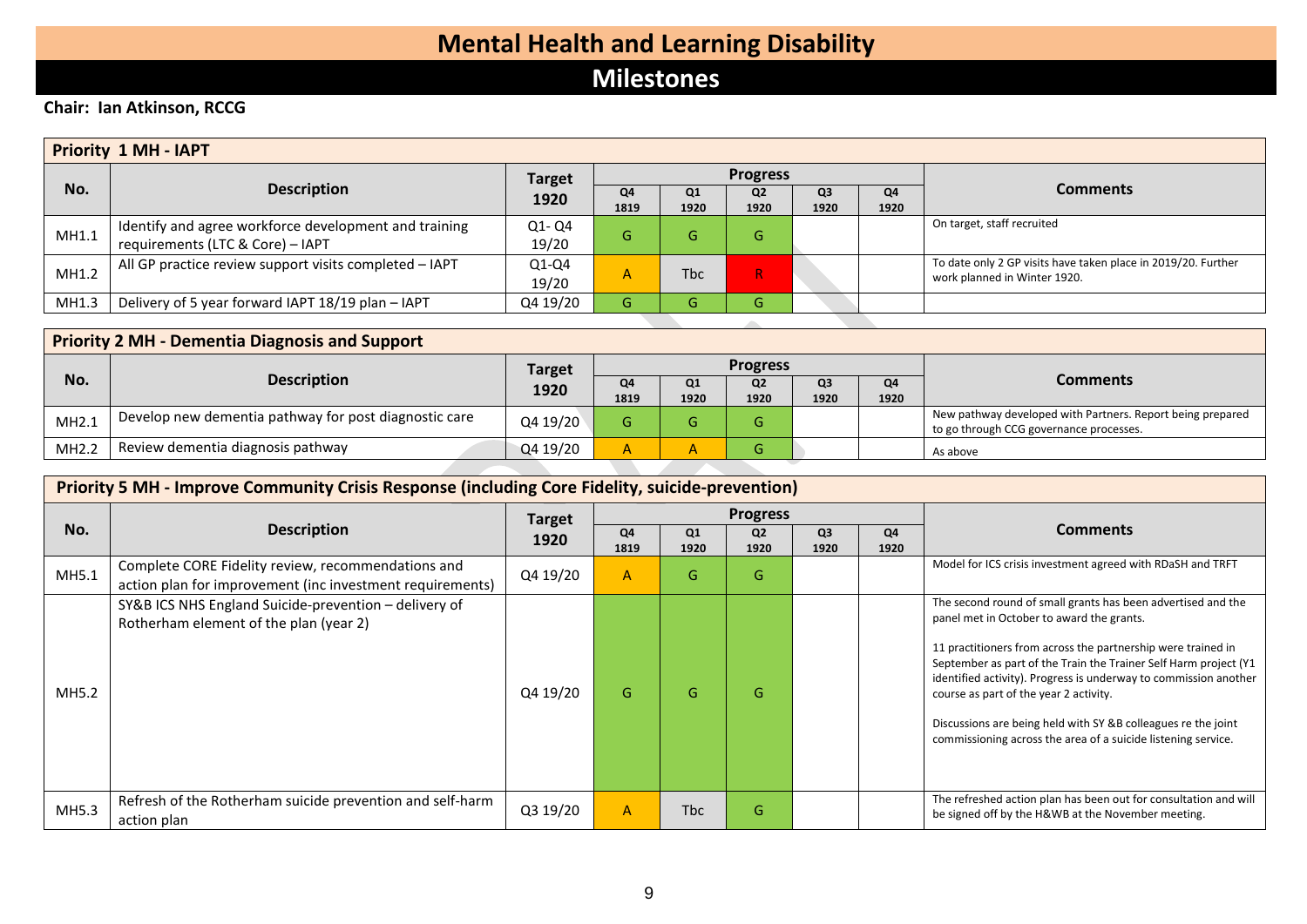# Mental Health and Learning Disability

## Milestones

**Chair: Ian Atkinson, RCCG**

### Priority 1 MH - IAPT

| No. | Description | Target 1920 | Progress | | | | | Comments |
|---|---|---|---|---|---|---|---|---|
| | | | Q4 1819 | Q1 1920 | Q2 1920 | Q3 1920 | Q4 1920 | |
| MH1.1 | Identify and agree workforce development and training requirements (LTC & Core) – IAPT | Q1- Q4 19/20 | G | G | G | | | On target, staff recruited |
| MH1.2 | All GP practice review support visits completed – IAPT | Q1-Q4 19/20 | A | Tbc | R | | | To date only 2 GP visits have taken place in 2019/20. Further work planned in Winter 1920. |
| MH1.3 | Delivery of 5 year forward IAPT 18/19 plan – IAPT | Q4 19/20 | G | G | G | | | |

### Priority 2 MH - Dementia Diagnosis and Support

| No. | Description | Target 1920 | Progress | | | | | Comments |
|---|---|---|---|---|---|---|---|---|
| | | | Q4 1819 | Q1 1920 | Q2 1920 | Q3 1920 | Q4 1920 | |
| MH2.1 | Develop new dementia pathway for post diagnostic care | Q4 19/20 | G | G | G | | | New pathway developed with Partners. Report being prepared to go through CCG governance processes. |
| MH2.2 | Review dementia diagnosis pathway | Q4 19/20 | A | A | G | | | As above |

### Priority 5 MH - Improve Community Crisis Response (including Core Fidelity, suicide-prevention)

| No. | Description | Target 1920 | Progress | | | | | Comments |
|---|---|---|---|---|---|---|---|---|
| | | | Q4 1819 | Q1 1920 | Q2 1920 | Q3 1920 | Q4 1920 | |
| MH5.1 | Complete CORE Fidelity review, recommendations and action plan for improvement (inc investment requirements) | Q4 19/20 | A | G | G | | | Model for ICS crisis investment agreed with RDaSH and TRFT |
| MH5.2 | SY&B ICS NHS England Suicide-prevention – delivery of Rotherham element of the plan (year 2) | Q4 19/20 | G | G | G | | | The second round of small grants has been advertised and the panel met in October to award the grants. <br><br> 11 practitioners from across the partnership were trained in September as part of the Train the Trainer Self Harm project (Y1 identified activity). Progress is underway to commission another course as part of the year 2 activity. <br><br> Discussions are being held with SY &B colleagues re the joint commissioning across the area of a suicide listening service. |
| MH5.3 | Refresh of the Rotherham suicide prevention and self-harm action plan | Q3 19/20 | A | Tbc | G | | | The refreshed action plan has been out for consultation and will be signed off by the H&WB at the November meeting. |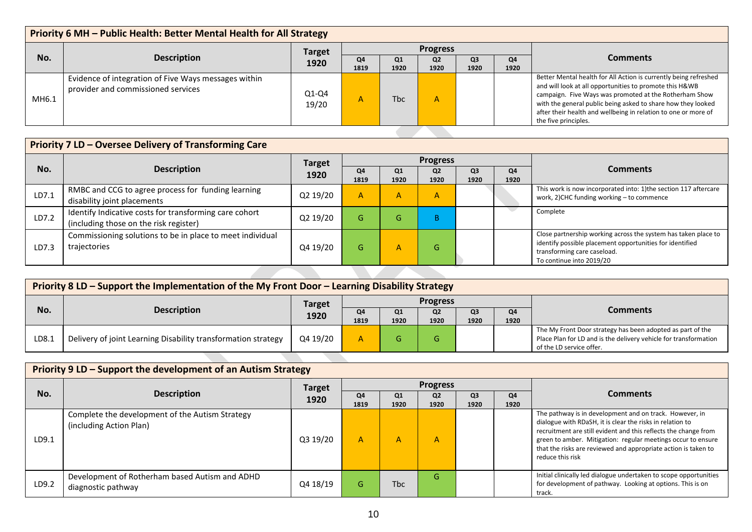## Priority 6 MH – Public Health: Better Mental Health for All Strategy

| No. | Description | Target 1920 | Progress | | | | | Comments |
|---|---|---|---|---|---|---|---|---|
| | | | Q4 1819 | Q1 1920 | Q2 1920 | Q3 1920 | Q4 1920 | |
| MH6.1 | Evidence of integration of Five Ways messages within provider and commissioned services | Q1-Q4 19/20 | A | Tbc | A | | | Better Mental health for All Action is currently being refreshed and will look at all opportunities to promote this H&WB campaign. Five Ways was promoted at the Rotherham Show with the general public being asked to share how they looked after their health and wellbeing in relation to one or more of the five principles. |

## Priority 7 LD – Oversee Delivery of Transforming Care

| No. | Description | Target 1920 | Progress | | | | | Comments |
|---|---|---|---|---|---|---|---|---|
| | | | Q4 1819 | Q1 1920 | Q2 1920 | Q3 1920 | Q4 1920 | |
| LD7.1 | RMBC and CCG to agree process for funding learning disability joint placements | Q2 19/20 | A | A | A | | | This work is now incorporated into: 1)the section 117 aftercare work, 2)CHC funding working – to commence |
| LD7.2 | Identify Indicative costs for transforming care cohort (including those on the risk register) | Q2 19/20 | G | G | B | | | Complete |
| LD7.3 | Commissioning solutions to be in place to meet individual trajectories | Q4 19/20 | G | A | G | | | Close partnership working across the system has taken place to identify possible placement opportunities for identified transforming care caseload. To continue into 2019/20 |

## Priority 8 LD – Support the Implementation of the My Front Door – Learning Disability Strategy

| No. | Description | Target 1920 | Progress | | | | | Comments |
|---|---|---|---|---|---|---|---|---|
| | | | Q4 1819 | Q1 1920 | Q2 1920 | Q3 1920 | Q4 1920 | |
| LD8.1 | Delivery of joint Learning Disability transformation strategy | Q4 19/20 | A | G | G | | | The My Front Door strategy has been adopted as part of the Place Plan for LD and is the delivery vehicle for transformation of the LD service offer. |

## Priority 9 LD – Support the development of an Autism Strategy

| No. | Description | Target 1920 | Progress | | | | | Comments |
|---|---|---|---|---|---|---|---|---|
| | | | Q4 1819 | Q1 1920 | Q2 1920 | Q3 1920 | Q4 1920 | |
| LD9.1 | Complete the development of the Autism Strategy (including Action Plan) | Q3 19/20 | A | A | A | | | The pathway is in development and on track. However, in dialogue with RDaSH, it is clear the risks in relation to recruitment are still evident and this reflects the change from green to amber. Mitigation: regular meetings occur to ensure that the risks are reviewed and appropriate action is taken to reduce this risk |
| LD9.2 | Development of Rotherham based Autism and ADHD diagnostic pathway | Q4 18/19 | G | Tbc | G | | | Initial clinically led dialogue undertaken to scope opportunities for development of pathway. Looking at options. This is on track. |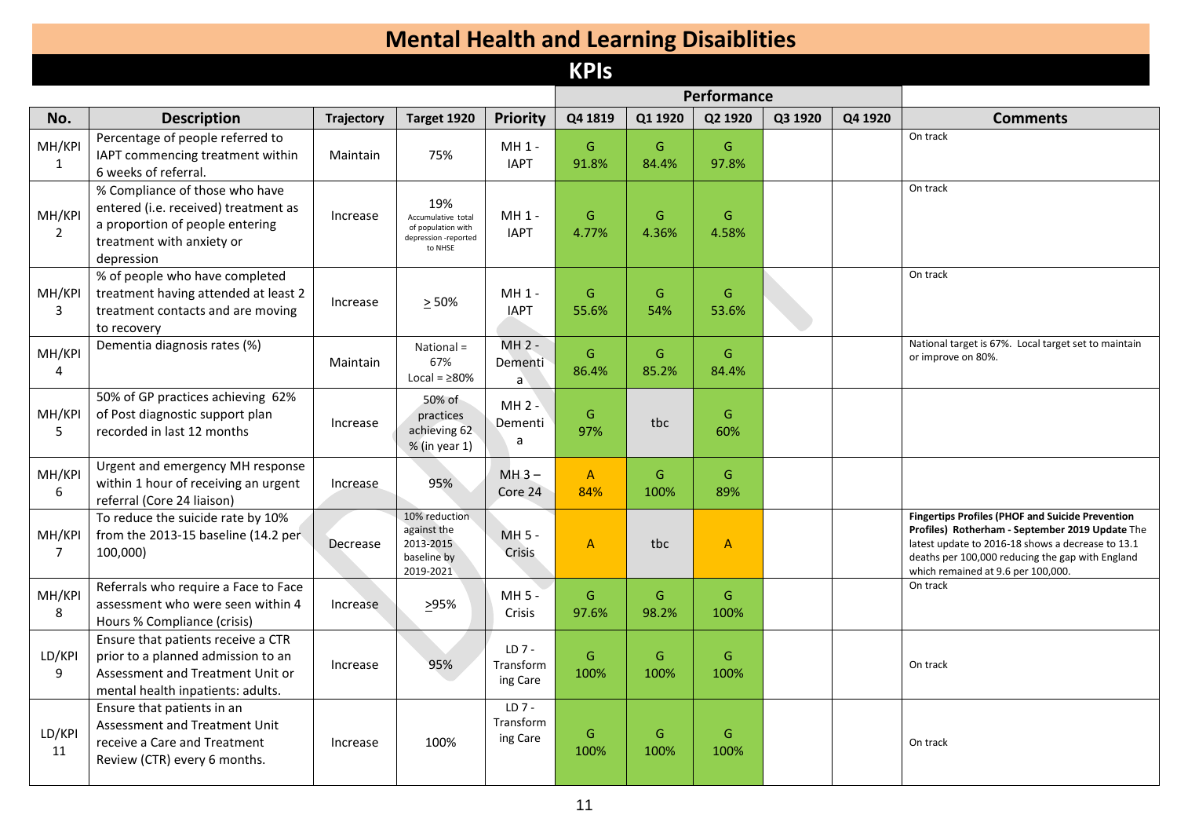# Mental Health and Learning Disaiblities

## KPIs

| No. | Description | Trajectory | Target 1920 | Priority | Performance Q4 1819 | Q1 1920 | Q2 1920 | Q3 1920 | Q4 1920 | Comments |
|---|---|---|---|---|---|---|---|---|---|---|
| MH/KPI 1 | Percentage of people referred to IAPT commencing treatment within 6 weeks of referral. | Maintain | 75% | MH 1 - IAPT | G 91.8% | G 84.4% | G 97.8% | | | On track |
| MH/KPI 2 | % Compliance of those who have entered (i.e. received) treatment as a proportion of people entering treatment with anxiety or depression | Increase | 19% Accumulative total of population with depression -reported to NHSE | MH 1 - IAPT | G 4.77% | G 4.36% | G 4.58% | | | On track |
| MH/KPI 3 | % of people who have completed treatment having attended at least 2 treatment contacts and are moving to recovery | Increase | ≥ 50% | MH 1 - IAPT | G 55.6% | G 54% | G 53.6% | | | On track |
| MH/KPI 4 | Dementia diagnosis rates (%) | Maintain | National = 67% Local = ≥80% | MH 2 - Dementia | G 86.4% | G 85.2% | G 84.4% | | | National target is 67%. Local target set to maintain or improve on 80%. |
| MH/KPI 5 | 50% of GP practices achieving 62% of Post diagnostic support plan recorded in last 12 months | Increase | 50% of practices achieving 62 % (in year 1) | MH 2 - Dementia | G 97% | tbc | G 60% | | | |
| MH/KPI 6 | Urgent and emergency MH response within 1 hour of receiving an urgent referral (Core 24 liaison) | Increase | 95% | MH 3 – Core 24 | A 84% | G 100% | G 89% | | | |
| MH/KPI 7 | To reduce the suicide rate by 10% from the 2013-15 baseline (14.2 per 100,000) | Decrease | 10% reduction against the 2013-2015 baseline by 2019-2021 | MH 5 - Crisis | A | tbc | A | | | **Fingertips Profiles (PHOF and Suicide Prevention Profiles) Rotherham - September 2019 Update** The latest update to 2016-18 shows a decrease to 13.1 deaths per 100,000 reducing the gap with England which remained at 9.6 per 100,000. |
| MH/KPI 8 | Referrals who require a Face to Face assessment who were seen within 4 Hours % Compliance (crisis) | Increase | ≥95% | MH 5 - Crisis | G 97.6% | G 98.2% | G 100% | | | On track |
| LD/KPI 9 | Ensure that patients receive a CTR prior to a planned admission to an Assessment and Treatment Unit or mental health inpatients: adults. | Increase | 95% | LD 7 - Transforming Care | G 100% | G 100% | G 100% | | | On track |
| LD/KPI 11 | Ensure that patients in an Assessment and Treatment Unit receive a Care and Treatment Review (CTR) every 6 months. | Increase | 100% | LD 7 - Transforming Care | G 100% | G 100% | G 100% | | | On track |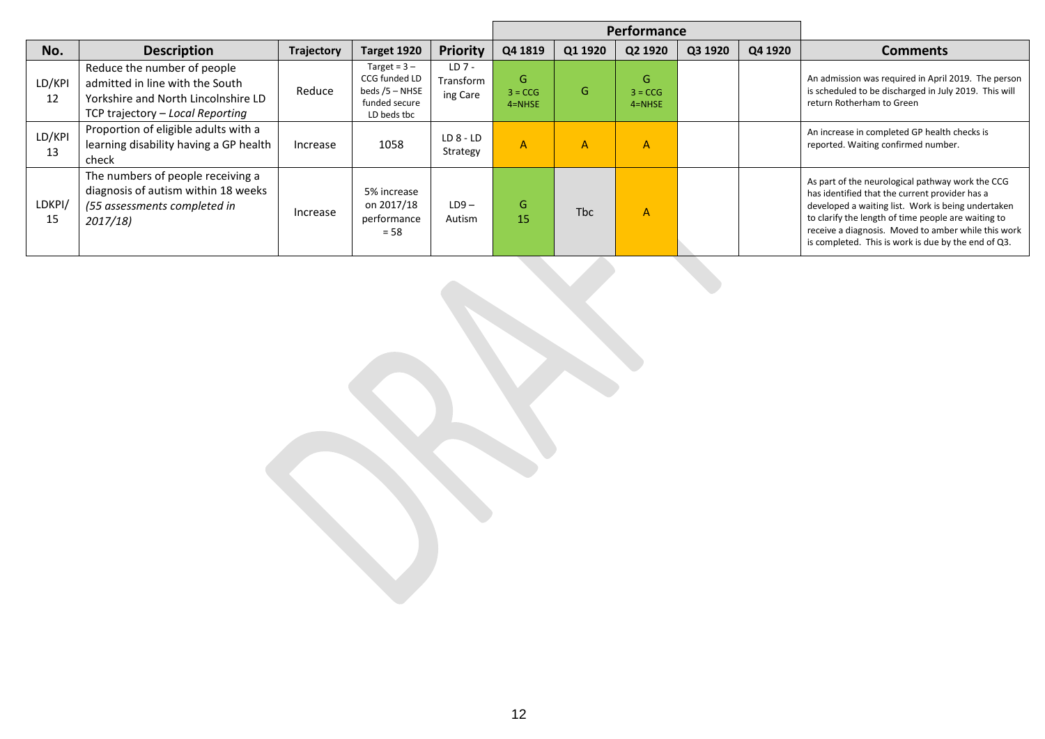| No. | Description | Trajectory | Target 1920 | Priority | Performance | | | | | Comments |
|---|---|---|---|---|---|---|---|---|---|---|
| | | | | | Q4 1819 | Q1 1920 | Q2 1920 | Q3 1920 | Q4 1920 | |
| LD/KPI 12 | Reduce the number of people admitted in line with the South Yorkshire and North Lincolnshire LD TCP trajectory – *Local Reporting* | Reduce | Target = 3 – CCG funded LD beds /5 – NHSE funded secure LD beds tbc | LD 7 - Transforming Care | G 3 = CCG 4=NHSE | G | G 3 = CCG 4=NHSE | | | An admission was required in April 2019. The person is scheduled to be discharged in July 2019. This will return Rotherham to Green |
| LD/KPI 13 | Proportion of eligible adults with a learning disability having a GP health check | Increase | 1058 | LD 8 - LD Strategy | A | A | A | | | An increase in completed GP health checks is reported. Waiting confirmed number. |
| LDKPI/ 15 | The numbers of people receiving a diagnosis of autism within 18 weeks *(55 assessments completed in 2017/18)* | Increase | 5% increase on 2017/18 performance = 58 | LD9 – Autism | G 15 | Tbc | A | | | As part of the neurological pathway work the CCG has identified that the current provider has a developed a waiting list. Work is being undertaken to clarify the length of time people are waiting to receive a diagnosis. Moved to amber while this work is completed. This is work is due by the end of Q3. |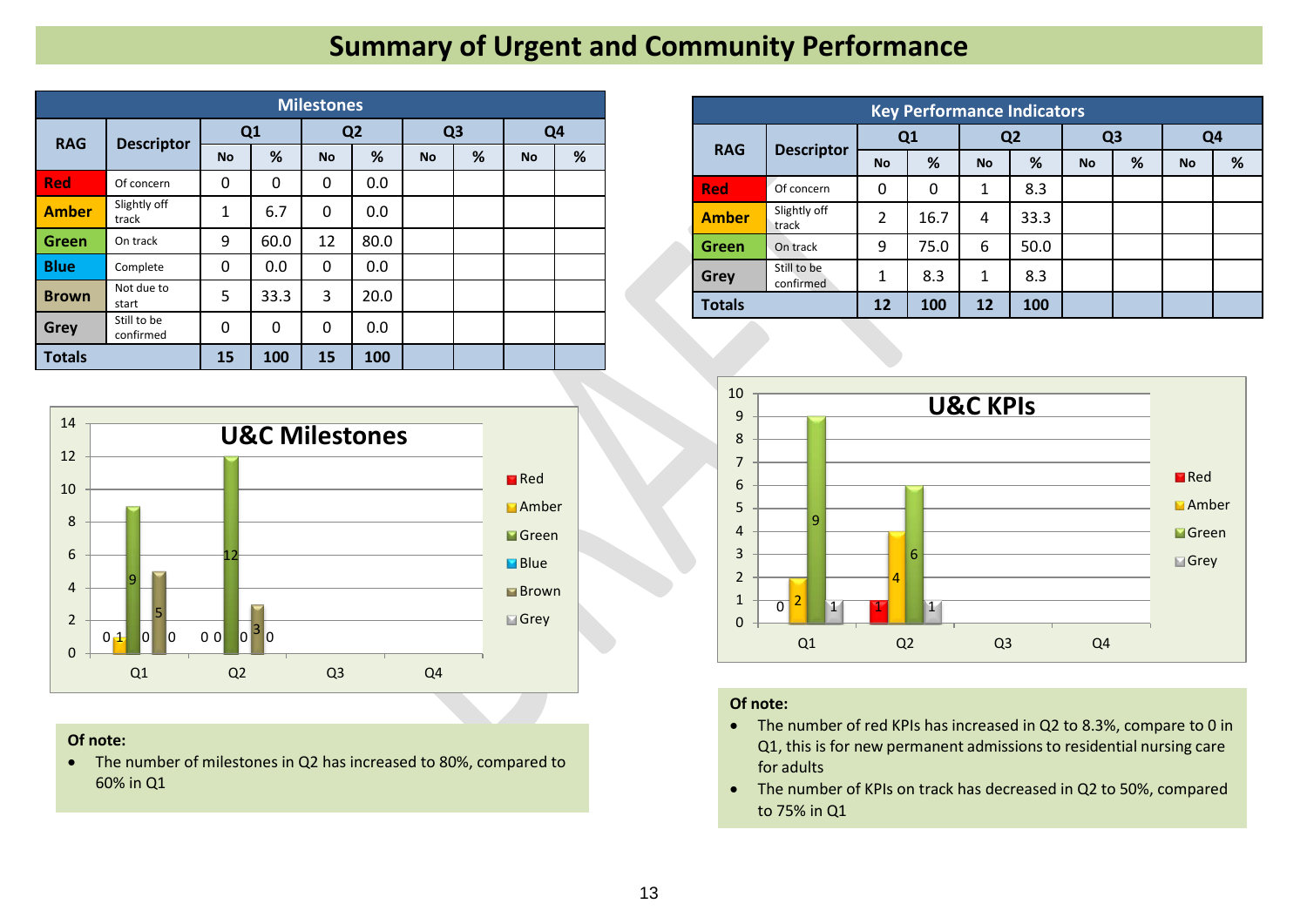# Summary of Urgent and Community Performance

| RAG | Descriptor | Q1 No | Q1 % | Q2 No | Q2 % | Q3 No | Q3 % | Q4 No | Q4 % |
|---|---|---|---|---|---|---|---|---|---|
| **Milestones** | | | | | | | | | |
| Red | Of concern | 0 | 0 | 0 | 0.0 | | | | |
| Amber | Slightly off track | 1 | 6.7 | 0 | 0.0 | | | | |
| Green | On track | 9 | 60.0 | 12 | 80.0 | | | | |
| Blue | Complete | 0 | 0.0 | 0 | 0.0 | | | | |
| Brown | Not due to start | 5 | 33.3 | 3 | 20.0 | | | | |
| Grey | Still to be confirmed | 0 | 0 | 0 | 0.0 | | | | |
| **Totals** | | **15** | **100** | **15** | **100** | | | | |

| RAG | Descriptor | Q1 No | Q1 % | Q2 No | Q2 % | Q3 No | Q3 % | Q4 No | Q4 % |
|---|---|---|---|---|---|---|---|---|---|
| **Key Performance Indicators** | | | | | | | | | |
| Red | Of concern | 0 | 0 | 1 | 8.3 | | | | |
| Amber | Slightly off track | 2 | 16.7 | 4 | 33.3 | | | | |
| Green | On track | 9 | 75.0 | 6 | 50.0 | | | | |
| Grey | Still to be confirmed | 1 | 8.3 | 1 | 8.3 | | | | |
| **Totals** | | **12** | **100** | **12** | **100** | | | | |

**U&C Milestones**

| | Red | Amber | Green | Blue | Brown | Grey |
|---|---|---|---|---|---|---|
| Q1 | 0 | 1 | 9 | 0 | 5 | 0 |
| Q2 | 0 | 0 | 12 | 0 | 3 | 0 |
| Q3 | | | | | | |
| Q4 | | | | | | |

**U&C KPIs**

| | Red | Amber | Green | Grey |
|---|---|---|---|---|
| Q1 | 0 | 2 | 9 | 1 |
| Q2 | 1 | 4 | 6 | 1 |
| Q3 | | | | |
| Q4 | | | | |

**Of note:**

- The number of milestones in Q2 has increased to 80%, compared to 60% in Q1

**Of note:**

- The number of red KPIs has increased in Q2 to 8.3%, compare to 0 in Q1, this is for new permanent admissions to residential nursing care for adults
- The number of KPIs on track has decreased in Q2 to 50%, compared to 75% in Q1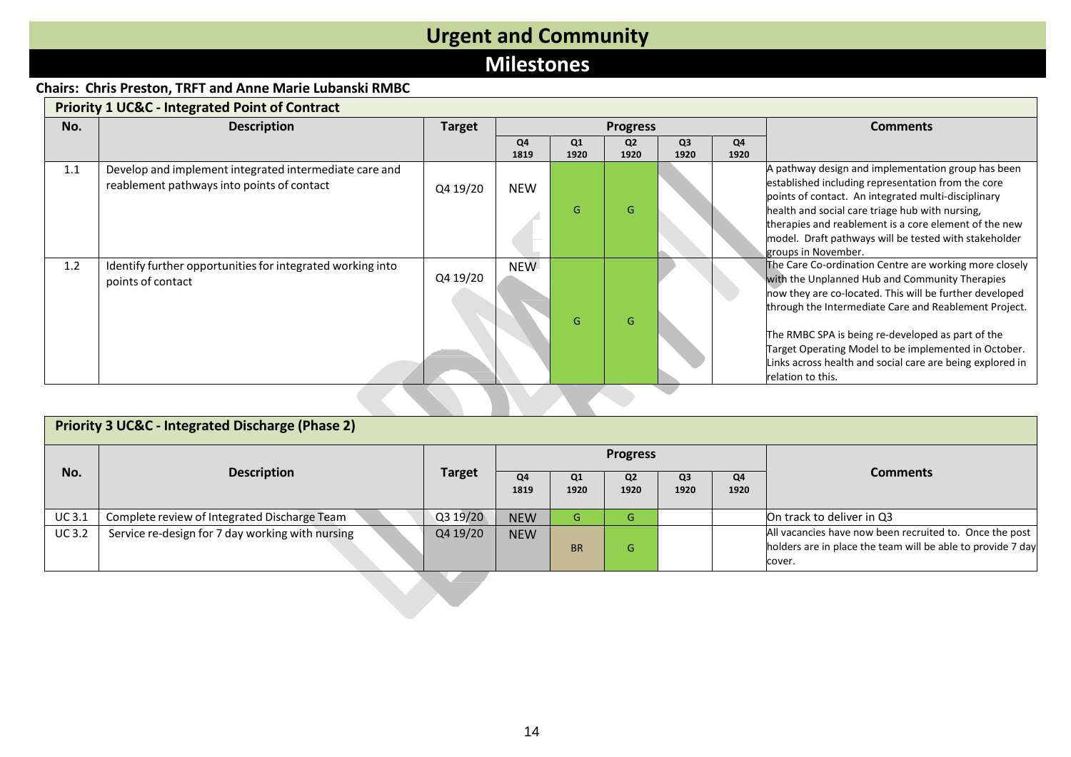# Urgent and Community

## Milestones

**Chairs: Chris Preston, TRFT and Anne Marie Lubanski RMBC**

**Priority 1 UC&C - Integrated Point of Contract**

| No. | Description | Target | Progress | | | | | Comments |
|---|---|---|---|---|---|---|---|---|
| | | | Q4 1819 | Q1 1920 | Q2 1920 | Q3 1920 | Q4 1920 | |
| 1.1 | Develop and implement integrated intermediate care and reablement pathways into points of contact | Q4 19/20 | NEW | G | G | | | A pathway design and implementation group has been established including representation from the core points of contact. An integrated multi-disciplinary health and social care triage hub with nursing, therapies and reablement is a core element of the new model. Draft pathways will be tested with stakeholder groups in November. |
| 1.2 | Identify further opportunities for integrated working into points of contact | Q4 19/20 | NEW | G | G | | | The Care Co-ordination Centre are working more closely with the Unplanned Hub and Community Therapies now they are co-located. This will be further developed through the Intermediate Care and Reablement Project.<br><br>The RMBC SPA is being re-developed as part of the Target Operating Model to be implemented in October. Links across health and social care are being explored in relation to this. |

**Priority 3 UC&C - Integrated Discharge (Phase 2)**

| No. | Description | Target | Progress | | | | | Comments |
|---|---|---|---|---|---|---|---|---|
| | | | Q4 1819 | Q1 1920 | Q2 1920 | Q3 1920 | Q4 1920 | |
| UC 3.1 | Complete review of Integrated Discharge Team | Q3 19/20 | NEW | G | G | | | On track to deliver in Q3 |
| UC 3.2 | Service re-design for 7 day working with nursing | Q4 19/20 | NEW | BR | G | | | All vacancies have now been recruited to. Once the post holders are in place the team will be able to provide 7 day cover. |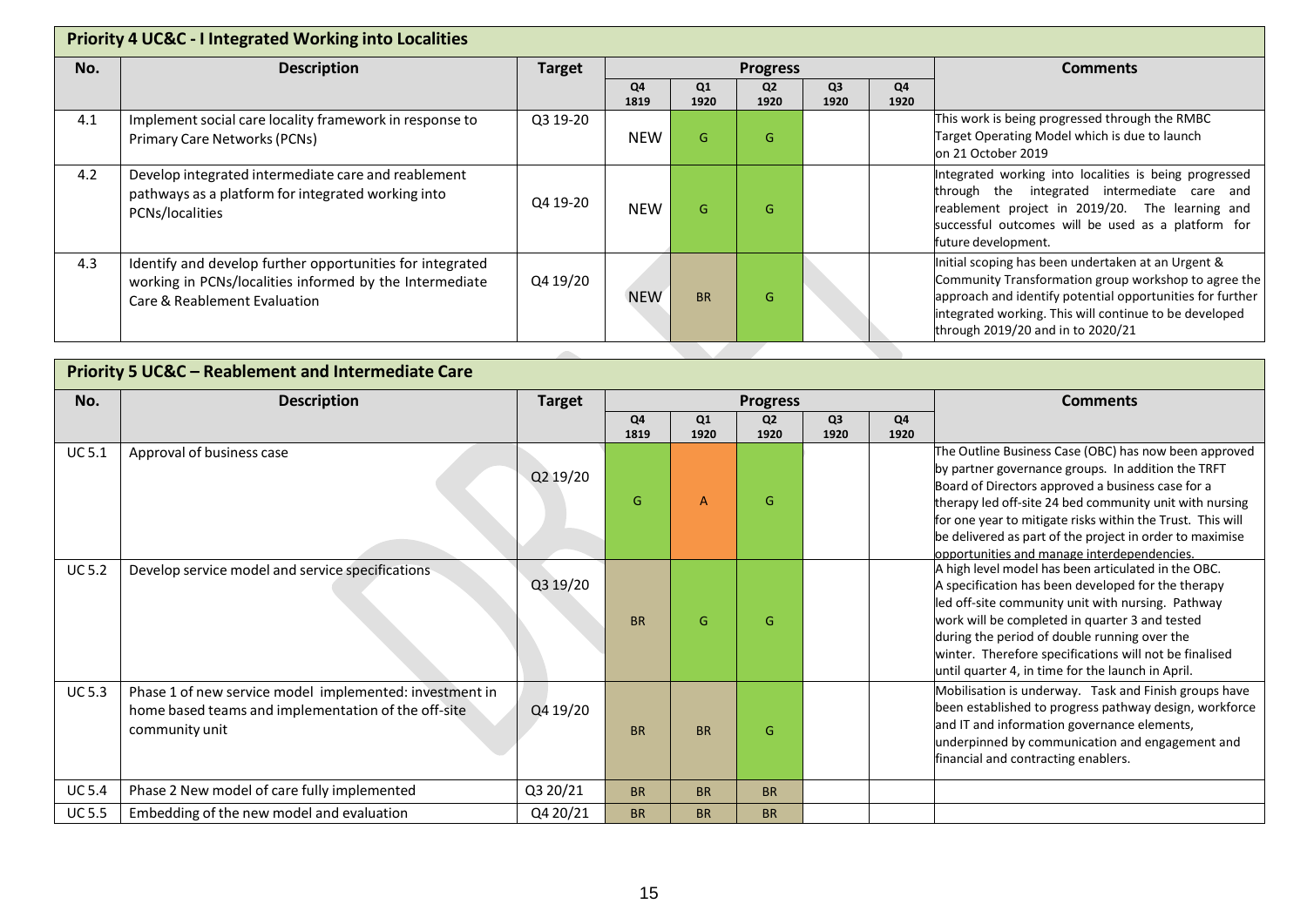## Priority 4 UC&C - I Integrated Working into Localities

| No. | Description | Target | Progress | | | | | Comments |
|---|---|---|---|---|---|---|---|---|
| | | | Q4 1819 | Q1 1920 | Q2 1920 | Q3 1920 | Q4 1920 | |
| 4.1 | Implement social care locality framework in response to Primary Care Networks (PCNs) | Q3 19-20 | NEW | G | G | | | This work is being progressed through the RMBC Target Operating Model which is due to launch on 21 October 2019 |
| 4.2 | Develop integrated intermediate care and reablement pathways as a platform for integrated working into PCNs/localities | Q4 19-20 | NEW | G | G | | | Integrated working into localities is being progressed through the integrated intermediate care and reablement project in 2019/20. The learning and successful outcomes will be used as a platform for future development. |
| 4.3 | Identify and develop further opportunities for integrated working in PCNs/localities informed by the Intermediate Care & Reablement Evaluation | Q4 19/20 | NEW | BR | G | | | Initial scoping has been undertaken at an Urgent & Community Transformation group workshop to agree the approach and identify potential opportunities for further integrated working. This will continue to be developed through 2019/20 and in to 2020/21 |

## Priority 5 UC&C – Reablement and Intermediate Care

| No. | Description | Target | Progress | | | | | Comments |
|---|---|---|---|---|---|---|---|---|
| | | | Q4 1819 | Q1 1920 | Q2 1920 | Q3 1920 | Q4 1920 | |
| UC 5.1 | Approval of business case | Q2 19/20 | G | A | G | | | The Outline Business Case (OBC) has now been approved by partner governance groups. In addition the TRFT Board of Directors approved a business case for a therapy led off-site 24 bed community unit with nursing for one year to mitigate risks within the Trust. This will be delivered as part of the project in order to maximise opportunities and manage interdependencies. |
| UC 5.2 | Develop service model and service specifications | Q3 19/20 | BR | G | G | | | A high level model has been articulated in the OBC. A specification has been developed for the therapy led off-site community unit with nursing. Pathway work will be completed in quarter 3 and tested during the period of double running over the winter. Therefore specifications will not be finalised until quarter 4, in time for the launch in April. |
| UC 5.3 | Phase 1 of new service model implemented: investment in home based teams and implementation of the off-site community unit | Q4 19/20 | BR | BR | G | | | Mobilisation is underway. Task and Finish groups have been established to progress pathway design, workforce and IT and information governance elements, underpinned by communication and engagement and financial and contracting enablers. |
| UC 5.4 | Phase 2 New model of care fully implemented | Q3 20/21 | BR | BR | BR | | | |
| UC 5.5 | Embedding of the new model and evaluation | Q4 20/21 | BR | BR | BR | | | |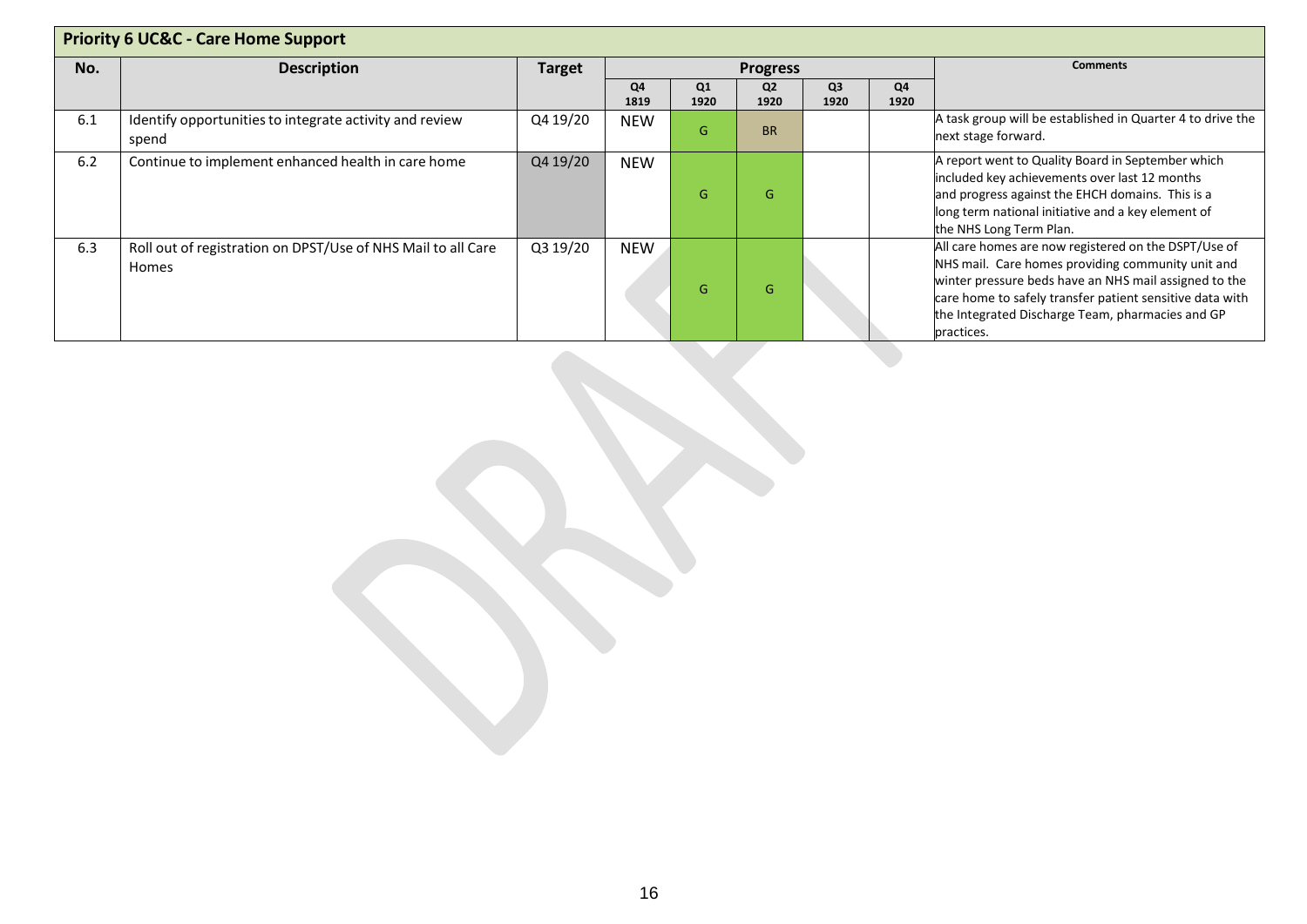## Priority 6 UC&C - Care Home Support

| No. | Description | Target | Progress | | | | | Comments |
|---|---|---|---|---|---|---|---|---|
| | | | Q4 1819 | Q1 1920 | Q2 1920 | Q3 1920 | Q4 1920 | |
| 6.1 | Identify opportunities to integrate activity and review spend | Q4 19/20 | NEW | G | BR | | | A task group will be established in Quarter 4 to drive the next stage forward. |
| 6.2 | Continue to implement enhanced health in care home | Q4 19/20 | NEW | G | G | | | A report went to Quality Board in September which included key achievements over last 12 months and progress against the EHCH domains. This is a long term national initiative and a key element of the NHS Long Term Plan. |
| 6.3 | Roll out of registration on DPST/Use of NHS Mail to all Care Homes | Q3 19/20 | NEW | G | G | | | All care homes are now registered on the DSPT/Use of NHS mail. Care homes providing community unit and winter pressure beds have an NHS mail assigned to the care home to safely transfer patient sensitive data with the Integrated Discharge Team, pharmacies and GP practices. |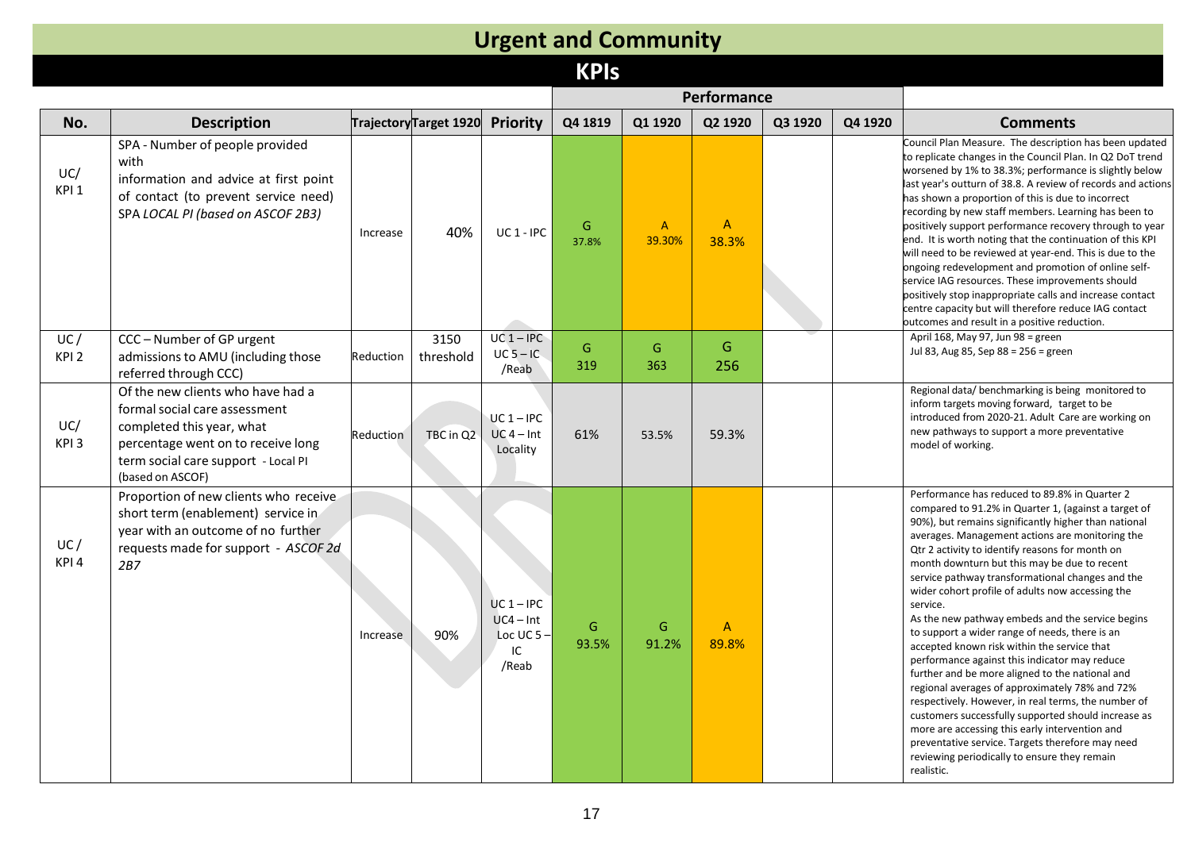# Urgent and Community

## KPIs

| No. | Description | Trajectory | Target 1920 | Priority | Performance | | | | | Comments |
|---|---|---|---|---|---|---|---|---|---|---|
| | | | | | Q4 1819 | Q1 1920 | Q2 1920 | Q3 1920 | Q4 1920 | |
| UC/ KPI 1 | SPA - Number of people provided with information and advice at first point of contact (to prevent service need) SPA *LOCAL PI (based on ASCOF 2B3)* | Increase | 40% | UC 1 - IPC | G 37.8% | A 39.30% | A 38.3% | | | Council Plan Measure. The description has been updated to replicate changes in the Council Plan. In Q2 DoT trend worsened by 1% to 38.3%; performance is slightly below last year's outturn of 38.8. A review of records and actions has shown a proportion of this is due to incorrect recording by new staff members. Learning has been to positively support performance recovery through to year end. It is worth noting that the continuation of this KPI will need to be reviewed at year-end. This is due to the ongoing redevelopment and promotion of online self-service IAG resources. These improvements should positively stop inappropriate calls and increase contact centre capacity but will therefore reduce IAG contact outcomes and result in a positive reduction. |
| UC / KPI 2 | CCC – Number of GP urgent admissions to AMU (including those referred through CCC) | Reduction | 3150 threshold | UC 1 – IPC UC 5 – IC /Reab | G 319 | G 363 | G 256 | | | April 168, May 97, Jun 98 = green Jul 83, Aug 85, Sep 88 = 256 = green |
| UC/ KPI 3 | Of the new clients who have had a formal social care assessment completed this year, what percentage went on to receive long term social care support - Local PI (based on ASCOF) | Reduction | TBC in Q2 | UC 1 – IPC UC 4 – Int Locality | 61% | 53.5% | 59.3% | | | Regional data/ benchmarking is being monitored to inform targets moving forward, target to be introduced from 2020-21. Adult Care are working on new pathways to support a more preventative model of working. |
| UC / KPI 4 | Proportion of new clients who receive short term (enablement) service in year with an outcome of no further requests made for support - *ASCOF 2d 2B7* | Increase | 90% | UC 1 – IPC UC4 – Int Loc UC 5 – IC /Reab | G 93.5% | G 91.2% | A 89.8% | | | Performance has reduced to 89.8% in Quarter 2 compared to 91.2% in Quarter 1, (against a target of 90%), but remains significantly higher than national averages. Management actions are monitoring the Qtr 2 activity to identify reasons for month on month downturn but this may be due to recent service pathway transformational changes and the wider cohort profile of adults now accessing the service. As the new pathway embeds and the service begins to support a wider range of needs, there is an accepted known risk within the service that performance against this indicator may reduce further and be more aligned to the national and regional averages of approximately 78% and 72% respectively. However, in real terms, the number of customers successfully supported should increase as more are accessing this early intervention and preventative service. Targets therefore may need reviewing periodically to ensure they remain realistic. |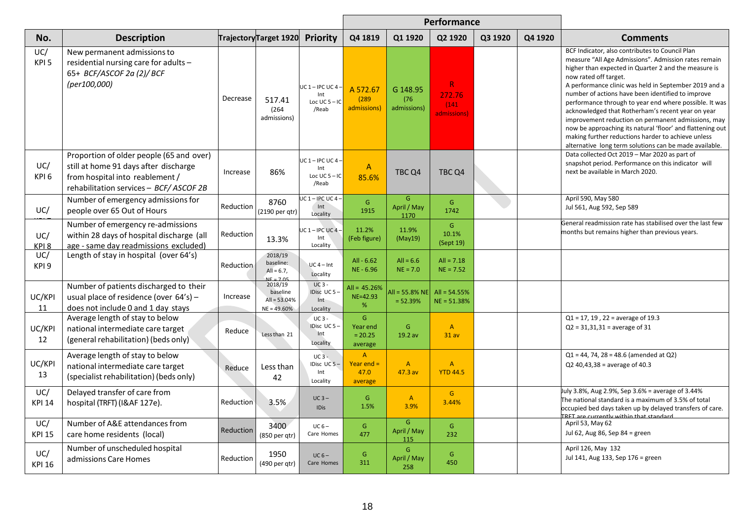| No. | Description | Trajectory | Target 1920 | Priority | Performance Q4 1819 | Q1 1920 | Q2 1920 | Q3 1920 | Q4 1920 | Comments |
|---|---|---|---|---|---|---|---|---|---|---|
| UC/ KPI 5 | New permanent admissions to residential nursing care for adults – 65+ *BCF/ASCOF 2a (2)/ BCF (per100,000)* | Decrease | 517.41 (264 admissions) | UC 1 – IPC UC 4 – Int Loc UC 5 – IC /Reab | A 572.67 (289 admissions) | G 148.95 (76 admissions) | R 272.76 (141 admissions) | | | BCF Indicator, also contributes to Council Plan measure "All Age Admissions". Admission rates remain higher than expected in Quarter 2 and the measure is now rated off target. A performance clinic was held in September 2019 and a number of actions have been identified to improve performance through to year end where possible. It was acknowledged that Rotherham's recent year on year improvement reduction on permanent admissions, may now be approaching its natural 'floor' and flattening out making further reductions harder to achieve unless alternative long term solutions can be made available. |
| UC/ KPI 6 | Proportion of older people (65 and over) still at home 91 days after discharge from hospital into reablement / rehabilitation services – *BCF/ ASCOF 2B* | Increase | 86% | UC 1 – IPC UC 4 – Int Loc UC 5 – IC /Reab | A 85.6% | TBC Q4 | TBC Q4 | | | Data collected Oct 2019 – Mar 2020 as part of snapshot period. Performance on this indicator will next be available in March 2020. |
| UC/ KPI 7 | Number of emergency admissions for people over 65 Out of Hours | Reduction | 8760 (2190 per qtr) | UC 1 – IPC UC 4 – Int Locality | G 1915 | G April / May 1170 | G 1742 | | | April 590, May 580<br>Jul 561, Aug 592, Sep 589 |
| UC/ KPI 8 | Number of emergency re-admissions within 28 days of hospital discharge (all age - same day readmissions excluded) | Reduction | 13.3% | UC 1 – IPC UC 4 – Int Locality | 11.2% (Feb figure) | 11.9% (May19) | G 10.1% (Sept 19) | | | General readmission rate has stabilised over the last few months but remains higher than previous years. |
| UC/ KPI 9 | Length of stay in hospital (over 64's) | Reduction | 2018/19 baseline: All = 6.7, NE = 7.05 | UC 4 – Int Locality | All - 6.62<br>NE - 6.96 | All = 6.6<br>NE = 7.0 | All = 7.18<br>NE = 7.52 | | | |
| UC/KPI 11 | Number of patients discharged to their usual place of residence (over 64's) – does not include 0 and 1 day stays | Increase | 2018/19 baseline All = 53.04% NE = 49.60% | UC 3 - IDisc UC 5 – Int Locality | All = 45.26% NE=42.93 % | All = 55.8% NE = 52.39% | All = 54.55% NE = 51.38% | | | |
| UC/KPI 12 | Average length of stay to below national intermediate care target (general rehabilitation) (beds only) | Reduce | Less than 21 | UC 3 - IDisc UC 5 – Int Locality | G Year end = 20.25 average | G 19.2 av | A 31 av | | | Q1 = 17, 19 , 22 = average of 19.3<br>Q2 = 31,31,31 = average of 31 |
| UC/KPI 13 | Average length of stay to below national intermediate care target (specialist rehabilitation) (beds only) | Reduce | Less than 42 | UC 3 - IDisc UC 5 – Int Locality | A Year end = 47.0 average | A 47.3 av | A YTD 44.5 | | | Q1 = 44, 74, 28 = 48.6 (amended at Q2)<br>Q2 40,43,38 = average of 40.3 |
| UC/ KPI 14 | Delayed transfer of care from hospital (TRFT) (I&AF 127e). | Reduction | 3.5% | UC 3 – IDis | G 1.5% | A 3.9% | G 3.44% | | | July 3.8%, Aug 2.9%, Sep 3.6% = average of 3.44%<br>The national standard is a maximum of 3.5% of total occupied bed days taken up by delayed transfers of care. TRFT are currently within that standard |
| UC/ KPI 15 | Number of A&E attendances from care home residents (local) | Reduction | 3400 (850 per qtr) | UC 6 – Care Homes | G 477 | G April / May 115 | G 232 | | | April 53, May 62<br>Jul 62, Aug 86, Sep 84 = green |
| UC/ KPI 16 | Number of unscheduled hospital admissions Care Homes | Reduction | 1950 (490 per qtr) | UC 6 – Care Homes | G 311 | G April / May 258 | G 450 | | | April 126, May 132<br>Jul 141, Aug 133, Sep 176 = green |